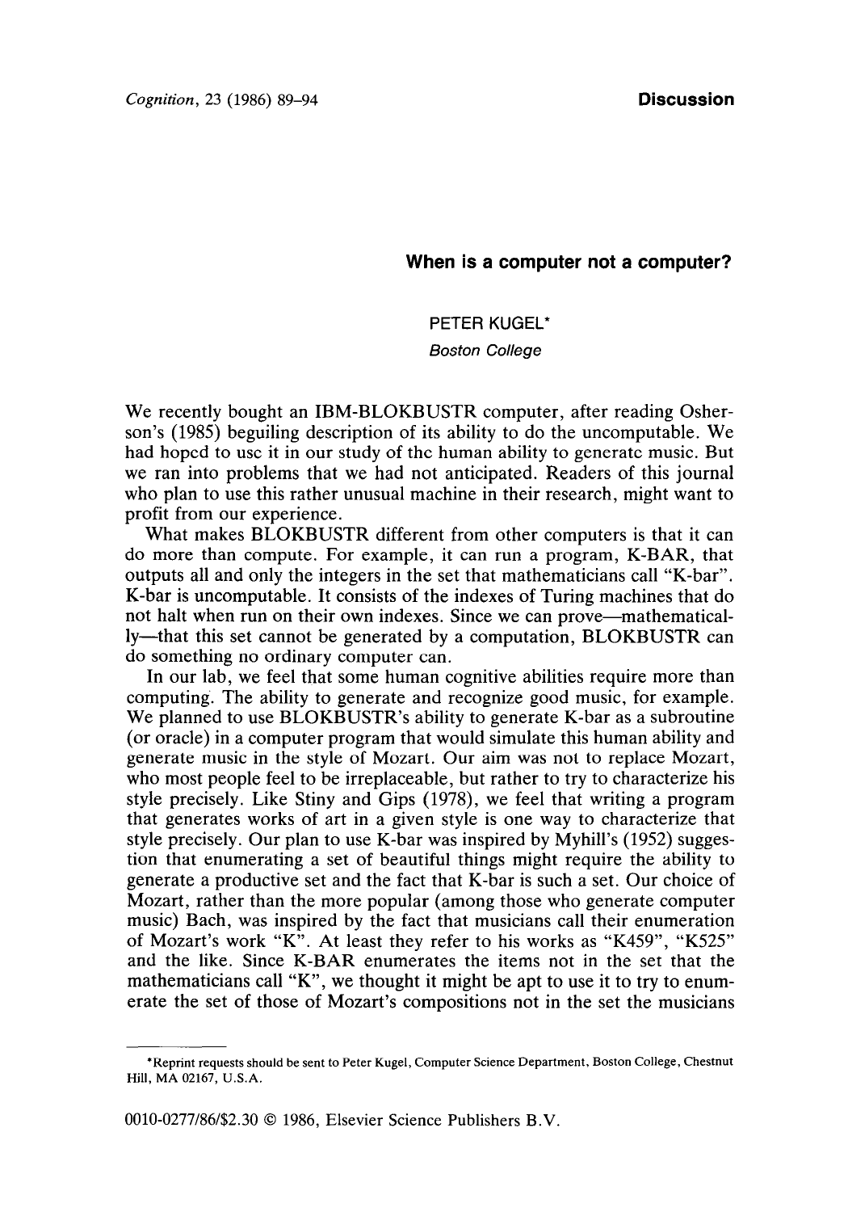**Discussion**

# When is a computer not a computer?

PETER KUGEL*

*Boston College*

We recently bought an IBM-BLOKBUSTR computer, after reading Osherson's (1985) beguiling description of its ability to do the uncomputable. We had hoped to use it in our study of the human ability to generate music. But we ran into problems that we had not anticipated. Readers of this journal who plan to use this rather unusual machine in their research, might want to profit from our experience.

What makes BLOKBUSTR different from other computers is that it can do more than compute. For example, it can run a program, K-BAR, that outputs all and only the integers in the set that mathematicians call "K-bar". K-bar is uncomputable. It consists of the indexes of Turing machines that do not halt when run on their own indexes. Since we can prove—mathematically—that this set cannot be generated by a computation, BLOKBUSTR can do something no ordinary computer can.

In our lab, we feel that some human cognitive abilities require more than computing. The ability to generate and recognize good music, for example. We planned to use BLOKBUSTR's ability to generate K-bar as a subroutine (or oracle) in a computer program that would simulate this human ability and generate music in the style of Mozart. Our aim was not to replace Mozart, who most people feel to be irreplaceable, but rather to try to characterize his style precisely. Like Stiny and Gips (1978), we feel that writing a program that generates works of art in a given style is one way to characterize that style precisely. Our plan to use K-bar was inspired by Myhill's (1952) suggestion that enumerating a set of beautiful things might require the ability to generate a productive set and the fact that K-bar is such a set. Our choice of Mozart, rather than the more popular (among those who generate computer music) Bach, was inspired by the fact that musicians call their enumeration of Mozart's work "K". At least they refer to his works as "K459", "K525" and the like. Since K-BAR enumerates the items not in the set that the mathematicians call "K", we thought it might be apt to use it to try to enumerate the set of those of Mozart's compositions not in the set the musicians

---

*Reprint requests should be sent to Peter Kugel, Computer Science Department, Boston College, Chestnut Hill, MA 02167, U.S.A.

0010-0277/86/$2.30 © 1986, Elsevier Science Publishers B.V.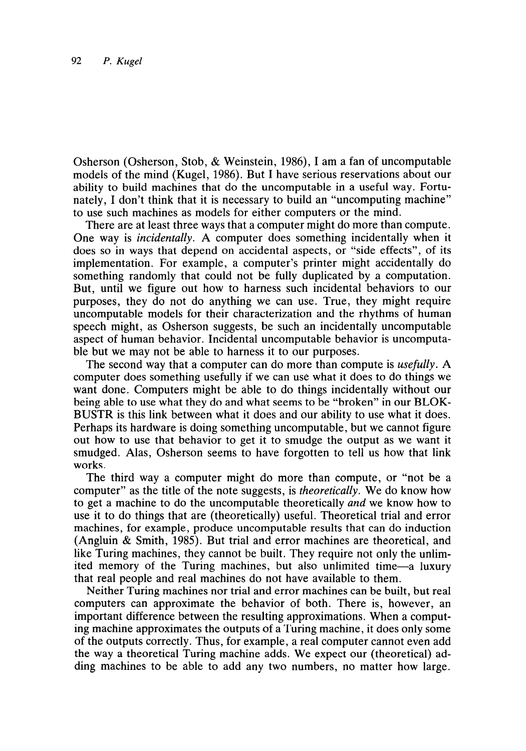Osherson (Osherson, Stob, & Weinstein, 1986), I am a fan of uncomputable models of the mind (Kugel, 1986). But I have serious reservations about our ability to build machines that do the uncomputable in a useful way. Fortunately, I don't think that it is necessary to build an "uncomputing machine" to use such machines as models for either computers or the mind.

There are at least three ways that a computer might do more than compute. One way is *incidentally*. A computer does something incidentally when it does so in ways that depend on accidental aspects, or "side effects", of its implementation. For example, a computer's printer might accidentally do something randomly that could not be fully duplicated by a computation. But, until we figure out how to harness such incidental behaviors to our purposes, they do not do anything we can use. True, they might require uncomputable models for their characterization and the rhythms of human speech might, as Osherson suggests, be such an incidentally uncomputable aspect of human behavior. Incidental uncomputable behavior is uncomputable but we may not be able to harness it to our purposes.

The second way that a computer can do more than compute is *usefully*. A computer does something usefully if we can use what it does to do things we want done. Computers might be able to do things incidentally without our being able to use what they do and what seems to be "broken" in our BLOKBUSTR is this link between what it does and our ability to use what it does. Perhaps its hardware is doing something uncomputable, but we cannot figure out how to use that behavior to get it to smudge the output as we want it smudged. Alas, Osherson seems to have forgotten to tell us how that link works.

The third way a computer might do more than compute, or "not be a computer" as the title of the note suggests, is *theoretically*. We do know how to get a machine to do the uncomputable theoretically *and* we know how to use it to do things that are (theoretically) useful. Theoretical trial and error machines, for example, produce uncomputable results that can do induction (Angluin & Smith, 1985). But trial and error machines are theoretical, and like Turing machines, they cannot be built. They require not only the unlimited memory of the Turing machines, but also unlimited time—a luxury that real people and real machines do not have available to them.

Neither Turing machines nor trial and error machines can be built, but real computers can approximate the behavior of both. There is, however, an important difference between the resulting approximations. When a computing machine approximates the outputs of a Turing machine, it does only some of the outputs correctly. Thus, for example, a real computer cannot even add the way a theoretical Turing machine adds. We expect our (theoretical) adding machines to be able to add any two numbers, no matter how large.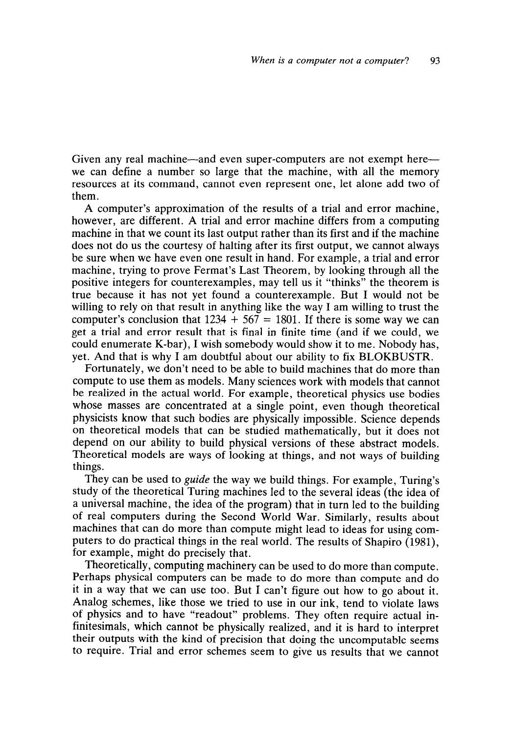Given any real machine—and even super-computers are not exempt here—we can define a number so large that the machine, with all the memory resources at its command, cannot even represent one, let alone add two of them.

A computer's approximation of the results of a trial and error machine, however, are different. A trial and error machine differs from a computing machine in that we count its last output rather than its first and if the machine does not do us the courtesy of halting after its first output, we cannot always be sure when we have even one result in hand. For example, a trial and error machine, trying to prove Fermat's Last Theorem, by looking through all the positive integers for counterexamples, may tell us it "thinks" the theorem is true because it has not yet found a counterexample. But I would not be willing to rely on that result in anything like the way I am willing to trust the computer's conclusion that $1234 + 567 = 1801$. If there is some way we can get a trial and error result that is final in finite time (and if we could, we could enumerate K-bar), I wish somebody would show it to me. Nobody has, yet. And that is why I am doubtful about our ability to fix BLOKBUSTR.

Fortunately, we don't need to be able to build machines that do more than compute to use them as models. Many sciences work with models that cannot be realized in the actual world. For example, theoretical physics use bodies whose masses are concentrated at a single point, even though theoretical physicists know that such bodies are physically impossible. Science depends on theoretical models that can be studied mathematically, but it does not depend on our ability to build physical versions of these abstract models. Theoretical models are ways of looking at things, and not ways of building things.

They can be used to *guide* the way we build things. For example, Turing's study of the theoretical Turing machines led to the several ideas (the idea of a universal machine, the idea of the program) that in turn led to the building of real computers during the Second World War. Similarly, results about machines that can do more than compute might lead to ideas for using computers to do practical things in the real world. The results of Shapiro (1981), for example, might do precisely that.

Theoretically, computing machinery can be used to do more than compute. Perhaps physical computers can be made to do more than compute and do it in a way that we can use too. But I can't figure out how to go about it. Analog schemes, like those we tried to use in our ink, tend to violate laws of physics and to have "readout" problems. They often require actual infinitesimals, which cannot be physically realized, and it is hard to interpret their outputs with the kind of precision that doing the uncomputable seems to require. Trial and error schemes seem to give us results that we cannot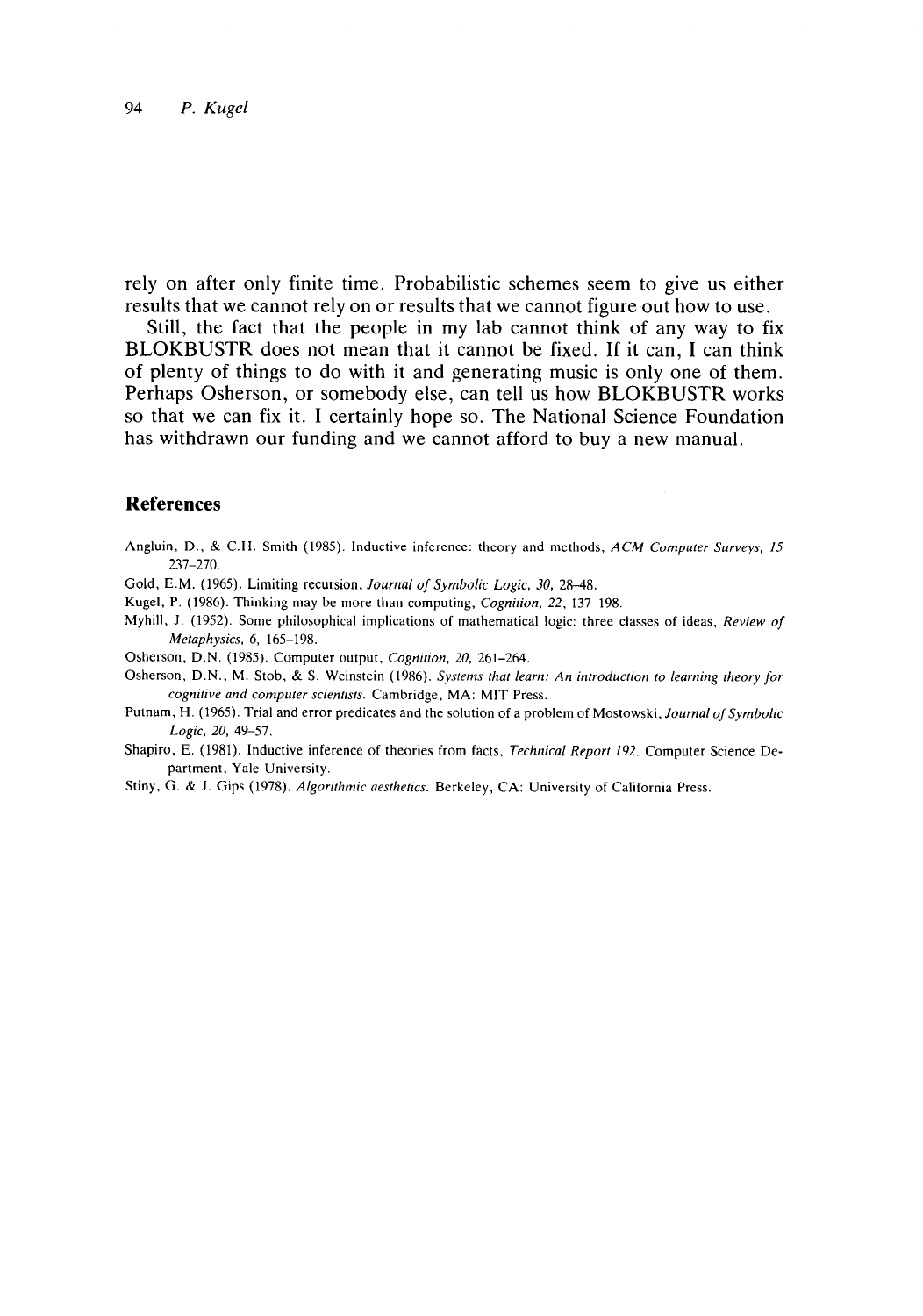rely on after only finite time. Probabilistic schemes seem to give us either results that we cannot rely on or results that we cannot figure out how to use.

Still, the fact that the people in my lab cannot think of any way to fix BLOKBUSTR does not mean that it cannot be fixed. If it can, I can think of plenty of things to do with it and generating music is only one of them. Perhaps Osherson, or somebody else, can tell us how BLOKBUSTR works so that we can fix it. I certainly hope so. The National Science Foundation has withdrawn our funding and we cannot afford to buy a new manual.

## References

Angluin, D., & C.H. Smith (1985). Inductive inference: theory and methods, *ACM Computer Surveys, 15* 237–270.

Gold, E.M. (1965). Limiting recursion, *Journal of Symbolic Logic, 30,* 28–48.

Kugel, P. (1986). Thinking may be more than computing, *Cognition, 22,* 137–198.

Myhill, J. (1952). Some philosophical implications of mathematical logic: three classes of ideas, *Review of Metaphysics, 6,* 165–198.

Osherson, D.N. (1985). Computer output, *Cognition, 20,* 261–264.

Osherson, D.N., M. Stob, & S. Weinstein (1986). *Systems that learn: An introduction to learning theory for cognitive and computer scientists.* Cambridge, MA: MIT Press.

Putnam, H. (1965). Trial and error predicates and the solution of a problem of Mostowski, *Journal of Symbolic Logic, 20,* 49–57.

Shapiro, E. (1981). Inductive inference of theories from facts, *Technical Report 192.* Computer Science Department, Yale University.

Stiny, G. & J. Gips (1978). *Algorithmic aesthetics.* Berkeley, CA: University of California Press.